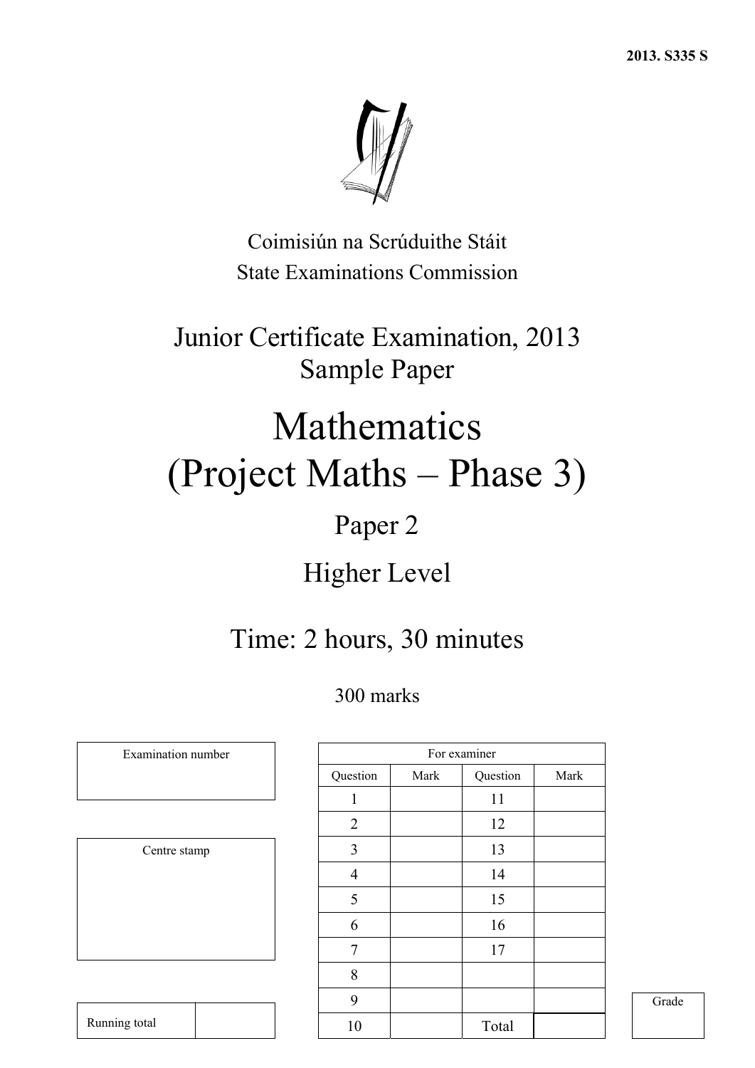2013. S335 S

Coimisiún na Scrúduithe Stáit
State Examinations Commission

# Junior Certificate Examination, 2013
# Sample Paper

# Mathematics
# (Project Maths – Phase 3)

## Paper 2

## Higher Level

## Time: 2 hours, 30 minutes

300 marks

| Examination number |
|---|
| |

| Centre stamp |
|---|
| |

| Running total | |
|---|---|

| For examiner | | | |
|---|---|---|---|
| Question | Mark | Question | Mark |
| 1 | | 11 | |
| 2 | | 12 | |
| 3 | | 13 | |
| 4 | | 14 | |
| 5 | | 15 | |
| 6 | | 16 | |
| 7 | | 17 | |
| 8 | | | |
| 9 | | | |
| 10 | | Total | |

| Grade |
|---|
| |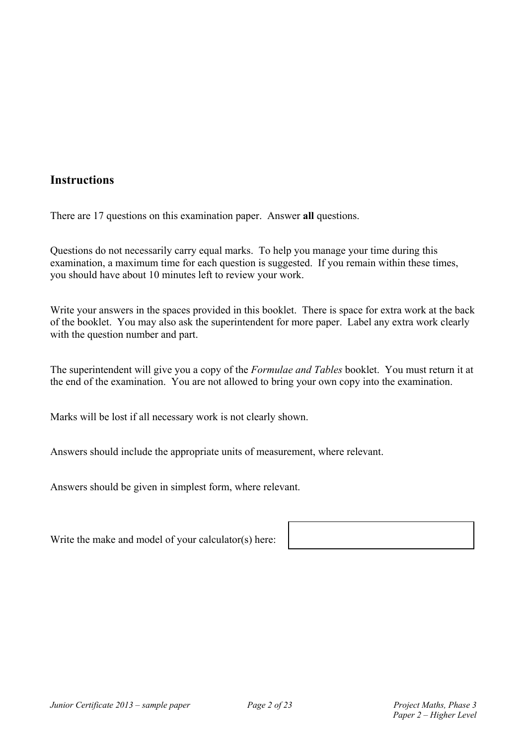## Instructions

There are 17 questions on this examination paper. Answer **all** questions.

Questions do not necessarily carry equal marks. To help you manage your time during this examination, a maximum time for each question is suggested. If you remain within these times, you should have about 10 minutes left to review your work.

Write your answers in the spaces provided in this booklet. There is space for extra work at the back of the booklet. You may also ask the superintendent for more paper. Label any extra work clearly with the question number and part.

The superintendent will give you a copy of the *Formulae and Tables* booklet. You must return it at the end of the examination. You are not allowed to bring your own copy into the examination.

Marks will be lost if all necessary work is not clearly shown.

Answers should include the appropriate units of measurement, where relevant.

Answers should be given in simplest form, where relevant.

Write the make and model of your calculator(s) here: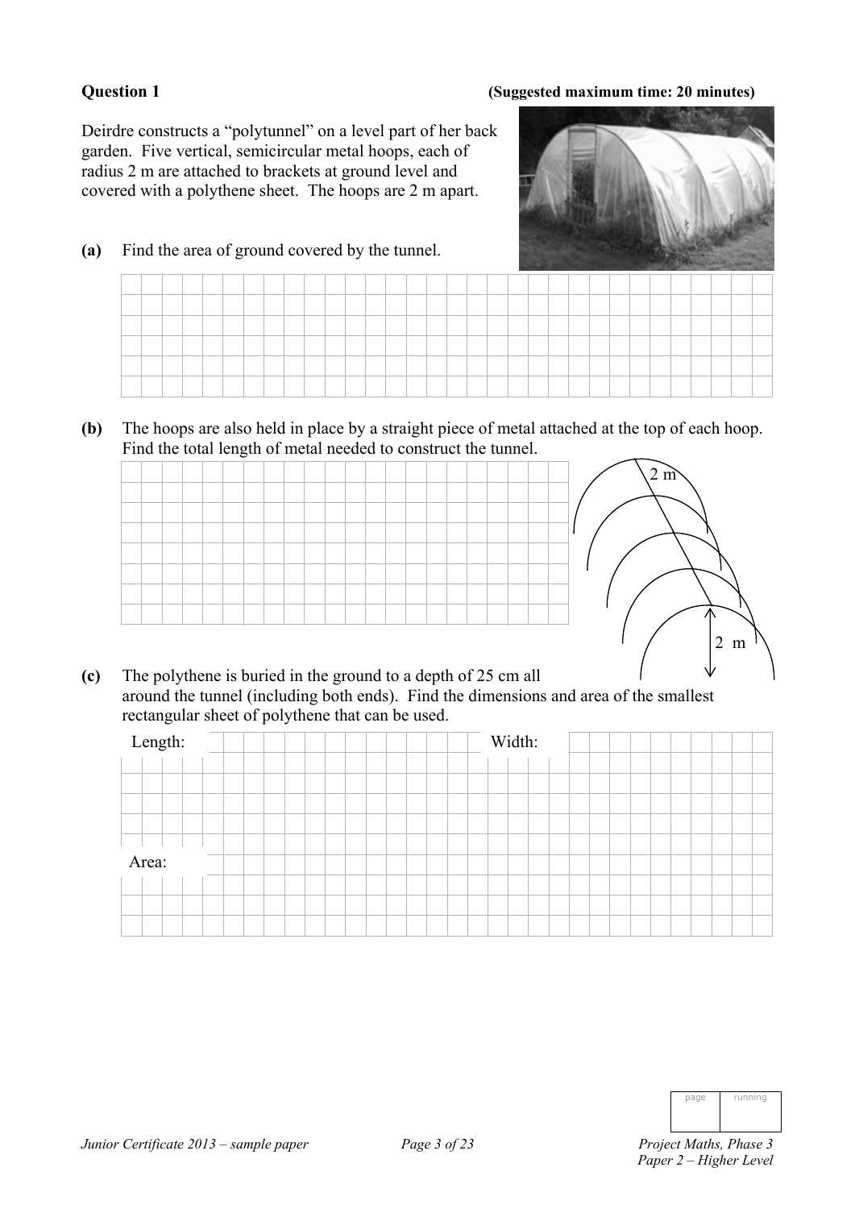**Question 1** **(Suggested maximum time: 20 minutes)**

Deirdre constructs a "polytunnel" on a level part of her back garden. Five vertical, semicircular metal hoops, each of radius 2 m are attached to brackets at ground level and covered with a polythene sheet. The hoops are 2 m apart.

**(a)** Find the area of ground covered by the tunnel.

**(b)** The hoops are also held in place by a straight piece of metal attached at the top of each hoop. Find the total length of metal needed to construct the tunnel.

2 m

2 m

**(c)** The polythene is buried in the ground to a depth of 25 cm all around the tunnel (including both ends). Find the dimensions and area of the smallest rectangular sheet of polythene that can be used.

Length:

Width:

Area: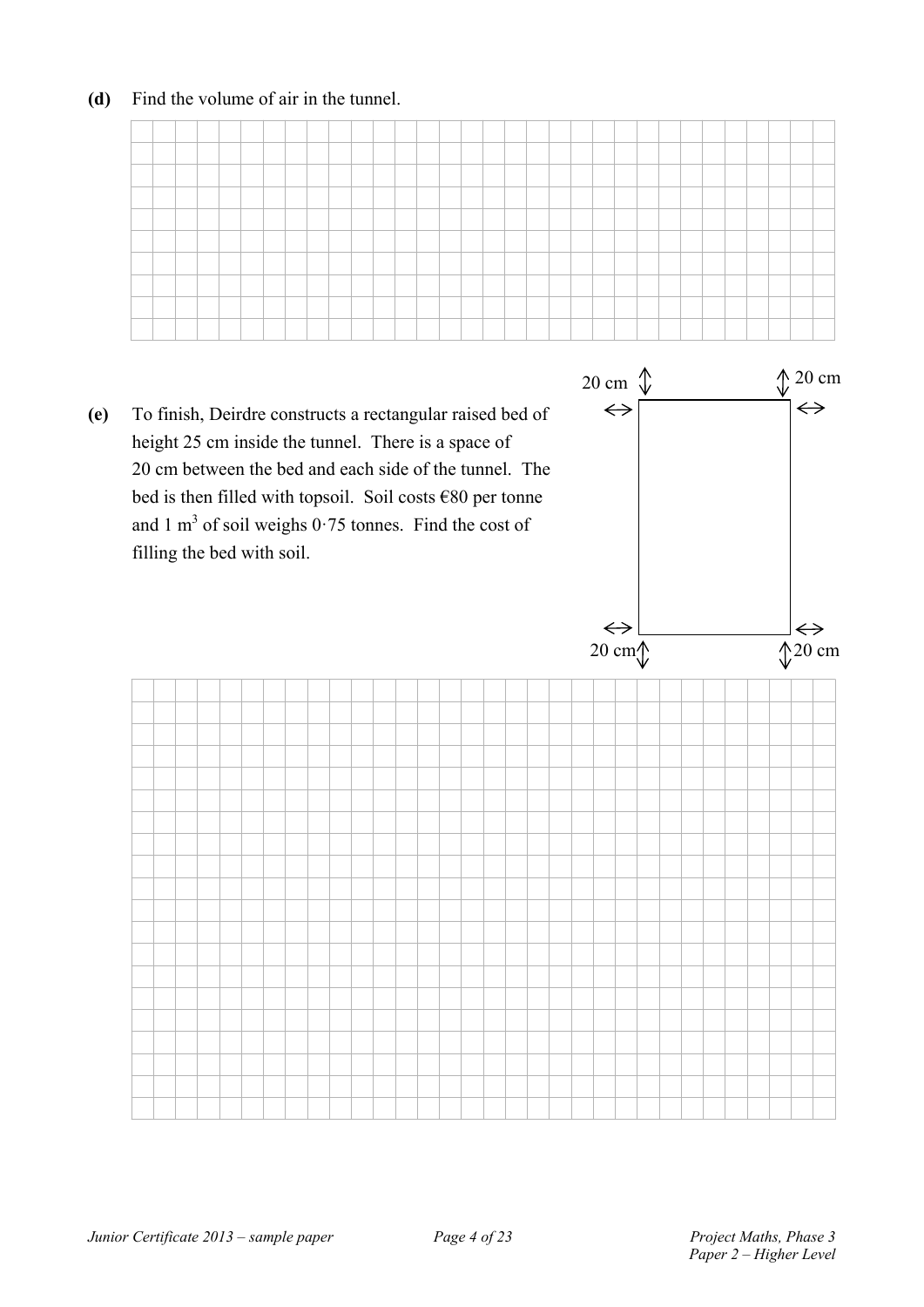**(d)** Find the volume of air in the tunnel.

**(e)** To finish, Deirdre constructs a rectangular raised bed of height 25 cm inside the tunnel. There is a space of 20 cm between the bed and each side of the tunnel. The bed is then filled with topsoil. Soil costs €80 per tonne and 1 $m^3$ of soil weighs 0·75 tonnes. Find the cost of filling the bed with soil.

20 cm 20 cm 20 cm 20 cm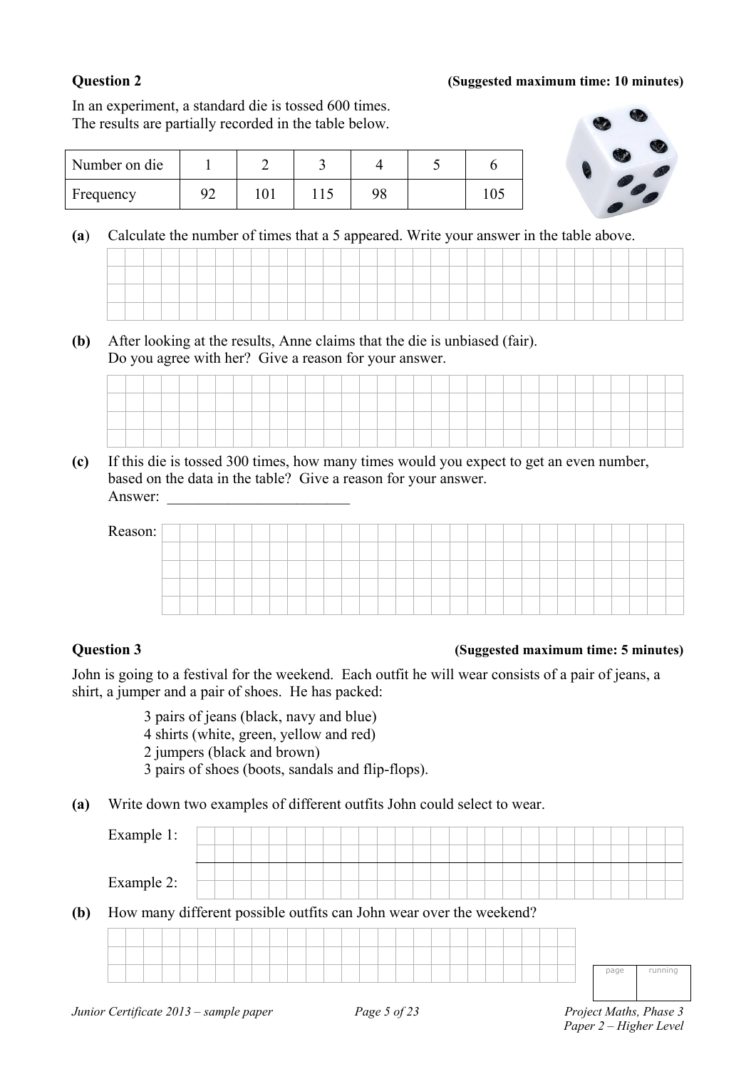**Question 2** **(Suggested maximum time: 10 minutes)**

In an experiment, a standard die is tossed 600 times.
The results are partially recorded in the table below.

| Number on die | 1 | 2 | 3 | 4 | 5 | 6 |
|---|---|---|---|---|---|---|
| Frequency | 92 | 101 | 115 | 98 | | 105 |

**(a)** Calculate the number of times that a 5 appeared. Write your answer in the table above.

**(b)** After looking at the results, Anne claims that the die is unbiased (fair).
Do you agree with her? Give a reason for your answer.

**(c)** If this die is tossed 300 times, how many times would you expect to get an even number, based on the data in the table? Give a reason for your answer.
Answer: ________________________

Reason:

**Question 3** **(Suggested maximum time: 5 minutes)**

John is going to a festival for the weekend. Each outfit he will wear consists of a pair of jeans, a shirt, a jumper and a pair of shoes. He has packed:

- 3 pairs of jeans (black, navy and blue)
- 4 shirts (white, green, yellow and red)
- 2 jumpers (black and brown)
- 3 pairs of shoes (boots, sandals and flip-flops).

**(a)** Write down two examples of different outfits John could select to wear.

Example 1:

Example 2:

**(b)** How many different possible outfits can John wear over the weekend?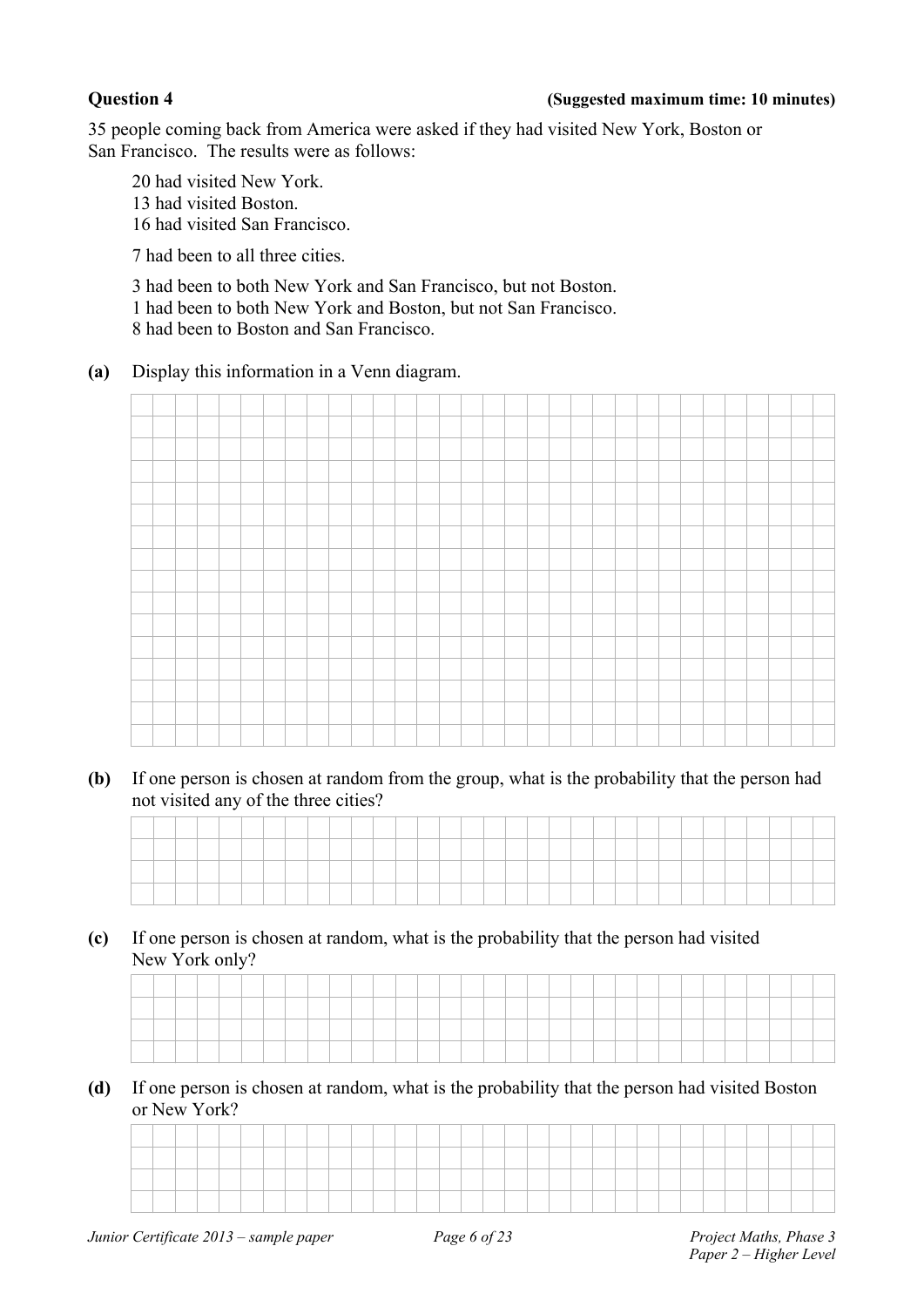**Question 4** **(Suggested maximum time: 10 minutes)**

35 people coming back from America were asked if they had visited New York, Boston or San Francisco. The results were as follows:

20 had visited New York.
13 had visited Boston.
16 had visited San Francisco.

7 had been to all three cities.

3 had been to both New York and San Francisco, but not Boston.
1 had been to both New York and Boston, but not San Francisco.
8 had been to Boston and San Francisco.

**(a)** Display this information in a Venn diagram.

**(b)** If one person is chosen at random from the group, what is the probability that the person had not visited any of the three cities?

**(c)** If one person is chosen at random, what is the probability that the person had visited New York only?

**(d)** If one person is chosen at random, what is the probability that the person had visited Boston or New York?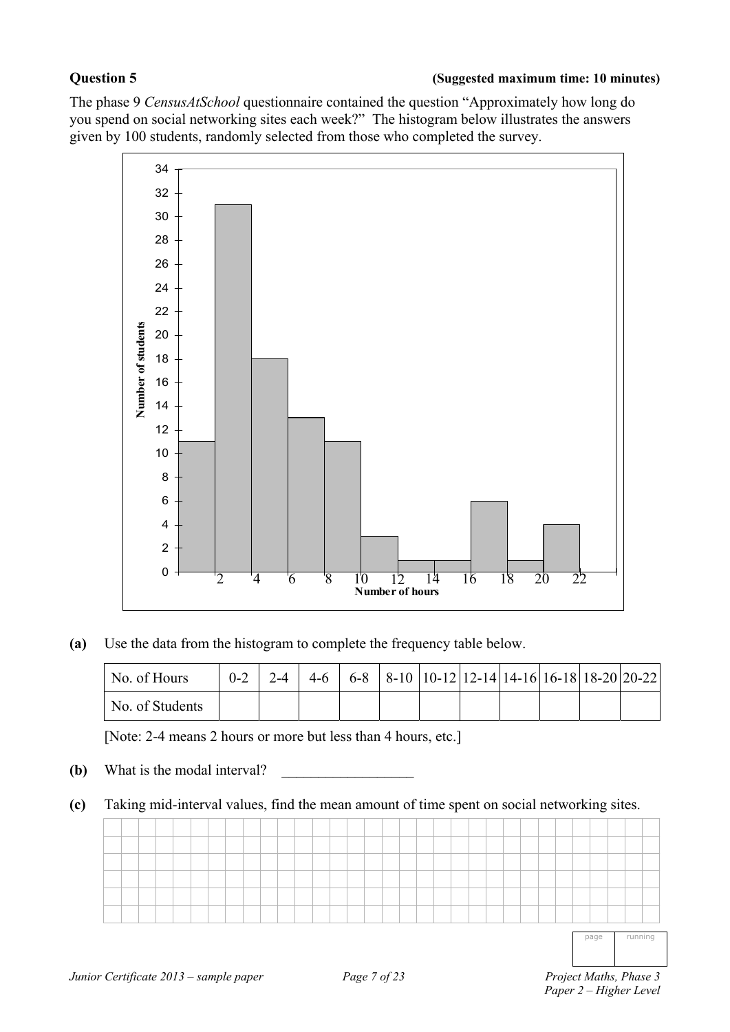**Question 5** **(Suggested maximum time: 10 minutes)**

The phase 9 *CensusAtSchool* questionnaire contained the question "Approximately how long do you spend on social networking sites each week?" The histogram below illustrates the answers given by 100 students, randomly selected from those who completed the survey.

**(a)** Use the data from the histogram to complete the frequency table below.

| No. of Hours | 0-2 | 2-4 | 4-6 | 6-8 | 8-10 | 10-12 | 12-14 | 14-16 | 16-18 | 18-20 | 20-22 |
|---|---|---|---|---|---|---|---|---|---|---|---|
| No. of Students | | | | | | | | | | | |

[Note: 2-4 means 2 hours or more but less than 4 hours, etc.]

**(b)** What is the modal interval? __________________

**(c)** Taking mid-interval values, find the mean amount of time spent on social networking sites.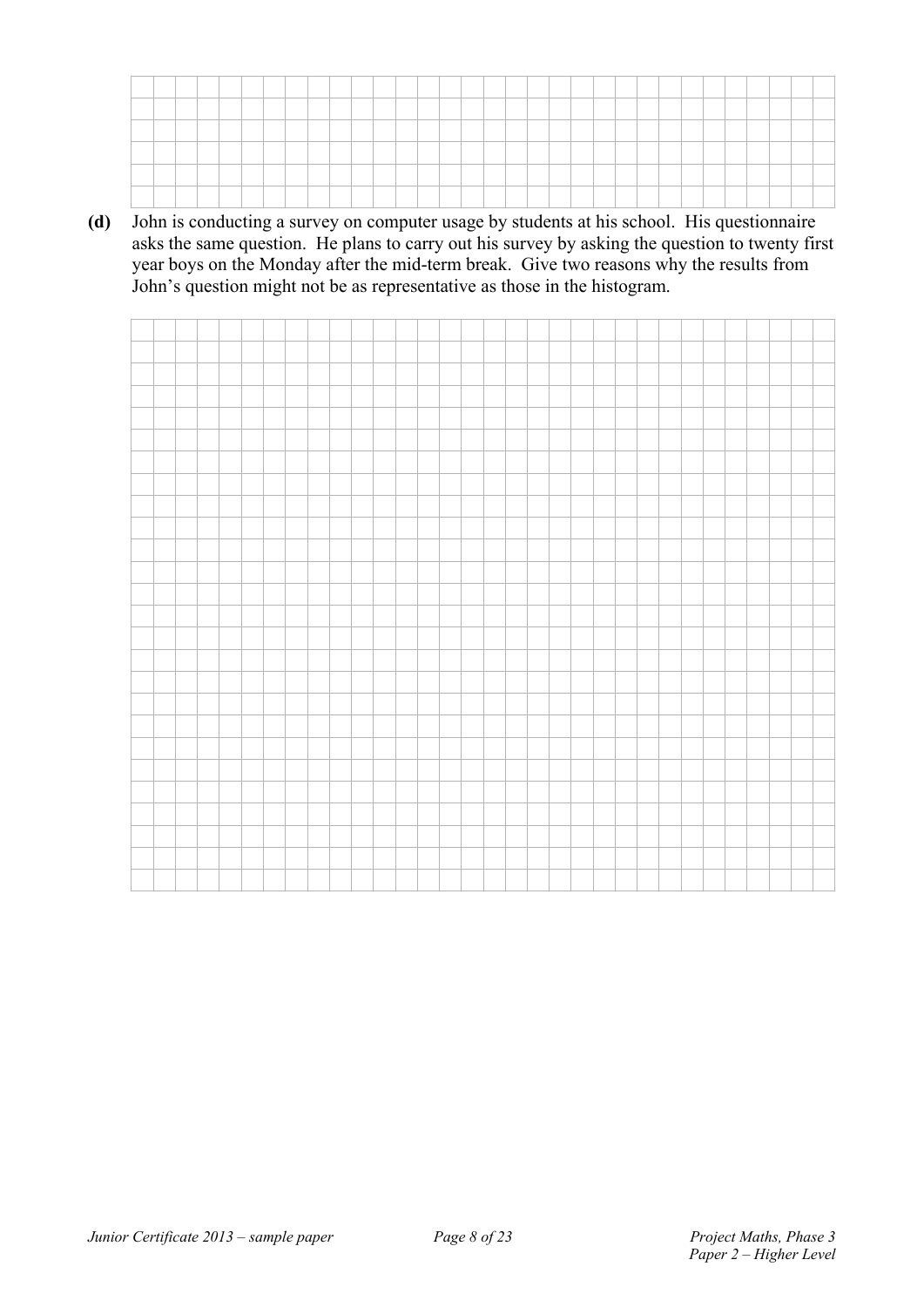**(d)** John is conducting a survey on computer usage by students at his school. His questionnaire asks the same question. He plans to carry out his survey by asking the question to twenty first year boys on the Monday after the mid-term break. Give two reasons why the results from John's question might not be as representative as those in the histogram.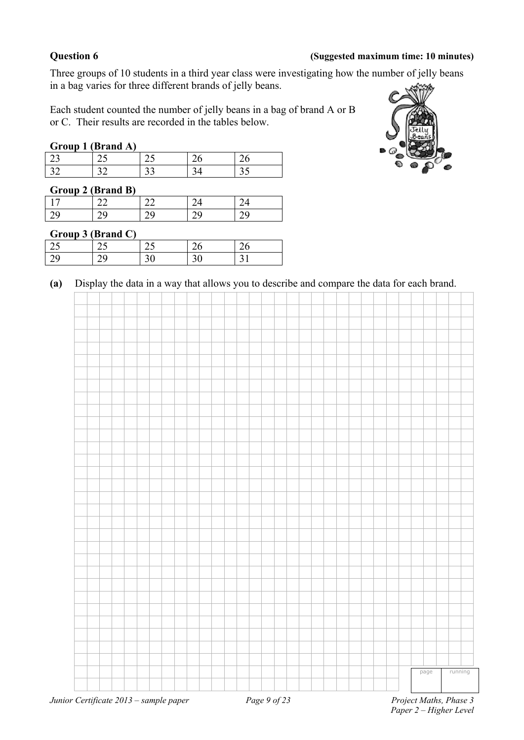**Question 6** **(Suggested maximum time: 10 minutes)**

Three groups of 10 students in a third year class were investigating how the number of jelly beans in a bag varies for three different brands of jelly beans.

Each student counted the number of jelly beans in a bag of brand A or B or C. Their results are recorded in the tables below.

**Group 1 (Brand A)**

| | | | | |
|---|---|---|---|---|
| 23 | 25 | 25 | 26 | 26 |
| 32 | 32 | 33 | 34 | 35 |

**Group 2 (Brand B)**

| | | | | |
|---|---|---|---|---|
| 17 | 22 | 22 | 24 | 24 |
| 29 | 29 | 29 | 29 | 29 |

**Group 3 (Brand C)**

| | | | | |
|---|---|---|---|---|
| 25 | 25 | 25 | 26 | 26 |
| 29 | 29 | 30 | 30 | 31 |

**(a)** Display the data in a way that allows you to describe and compare the data for each brand.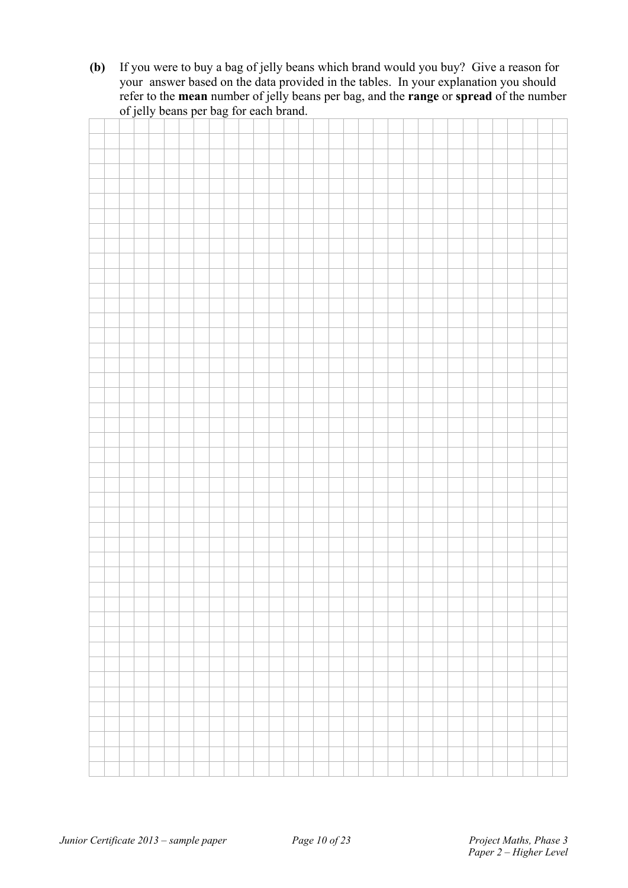**(b)** If you were to buy a bag of jelly beans which brand would you buy? Give a reason for your answer based on the data provided in the tables. In your explanation you should refer to the **mean** number of jelly beans per bag, and the **range** or **spread** of the number of jelly beans per bag for each brand.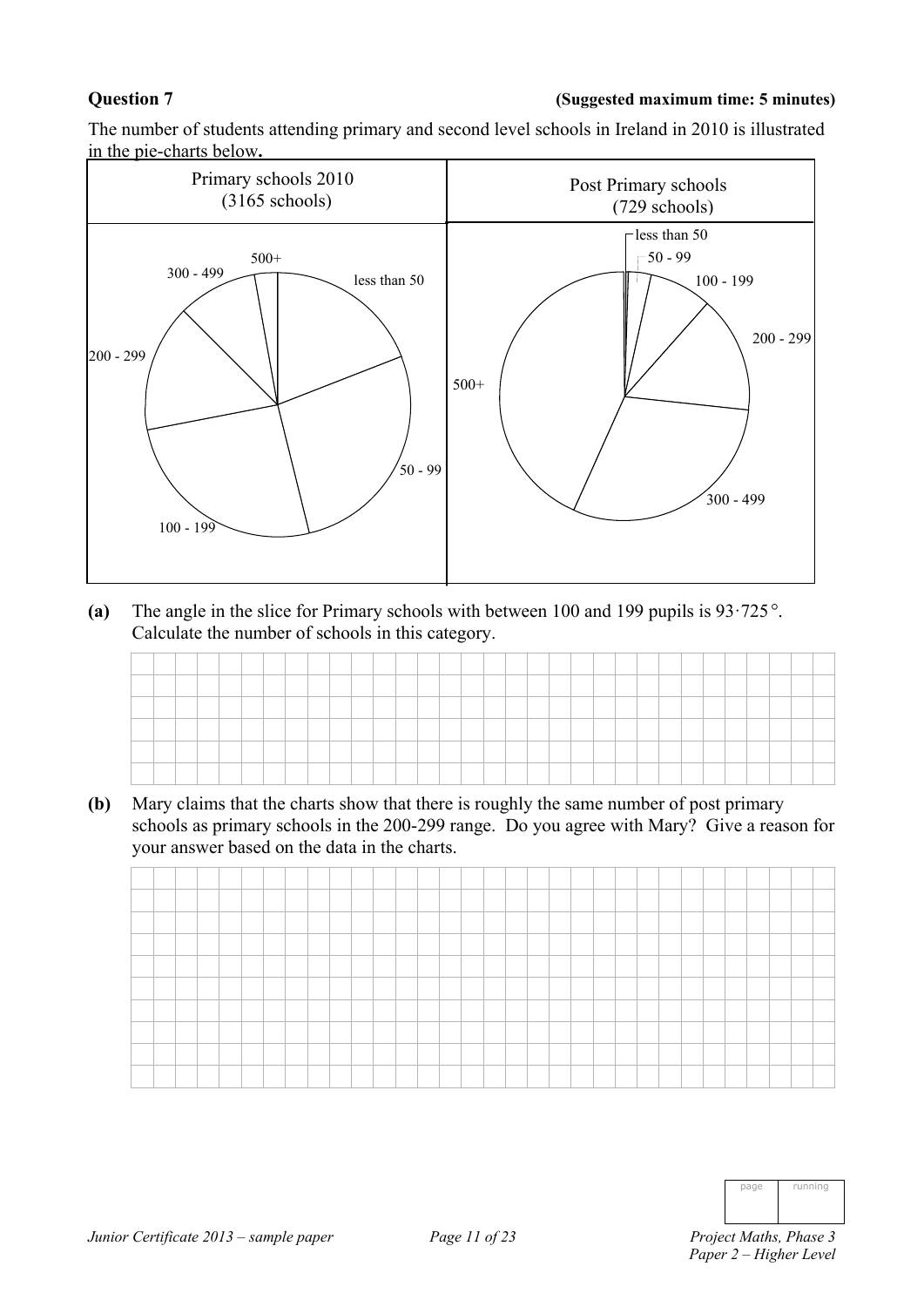**Question 7** **(Suggested maximum time: 5 minutes)**

The number of students attending primary and second level schools in Ireland in 2010 is illustrated in the pie-charts below.

| Primary schools 2010 (3165 schools) | Post Primary schools (729 schools) |
|---|---|
| less than 50, 50 - 99, 100 - 199, 200 - 299, 300 - 499, 500+ | less than 50, 50 - 99, 100 - 199, 200 - 299, 300 - 499, 500+ |

**(a)** The angle in the slice for Primary schools with between 100 and 199 pupils is $93{\cdot}725°$. Calculate the number of schools in this category.

**(b)** Mary claims that the charts show that there is roughly the same number of post primary schools as primary schools in the 200-299 range. Do you agree with Mary? Give a reason for your answer based on the data in the charts.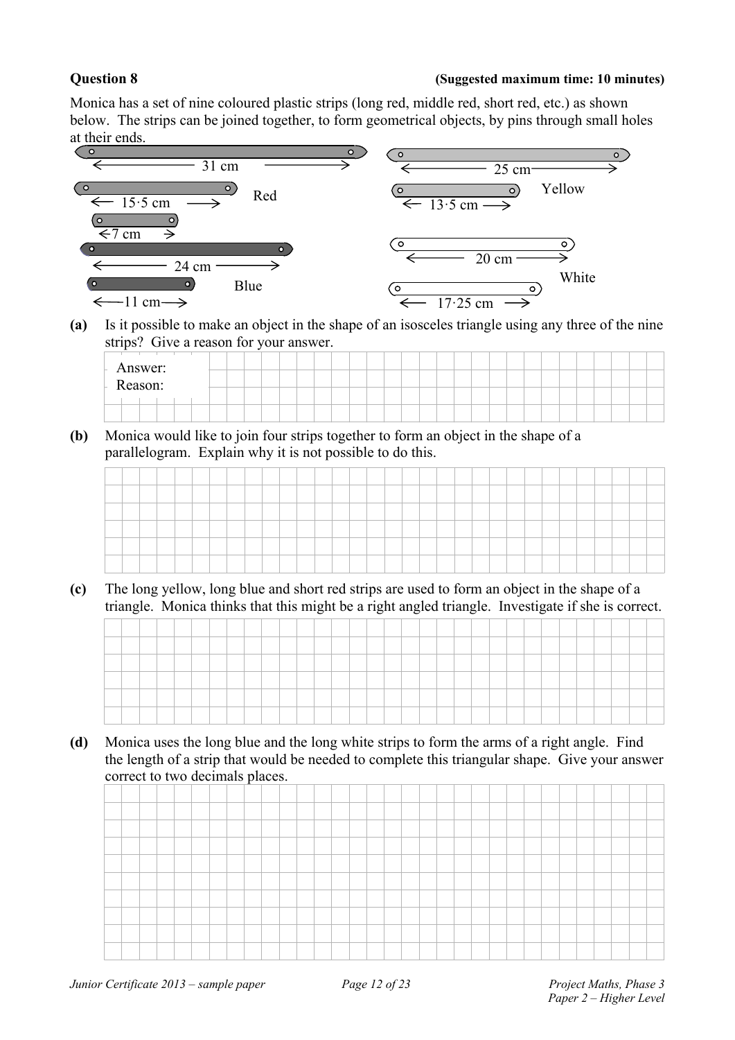**Question 8** **(Suggested maximum time: 10 minutes)**

Monica has a set of nine coloured plastic strips (long red, middle red, short red, etc.) as shown below. The strips can be joined together, to form geometrical objects, by pins through small holes at their ends.

Red: 31 cm, 15·5 cm, 7 cm

Blue: 24 cm, 11 cm

Yellow: 25 cm, 13·5 cm

White: 20 cm, 17·25 cm

**(a)** Is it possible to make an object in the shape of an isosceles triangle using any three of the nine strips? Give a reason for your answer.

Answer:
Reason:

**(b)** Monica would like to join four strips together to form an object in the shape of a parallelogram. Explain why it is not possible to do this.

**(c)** The long yellow, long blue and short red strips are used to form an object in the shape of a triangle. Monica thinks that this might be a right angled triangle. Investigate if she is correct.

**(d)** Monica uses the long blue and the long white strips to form the arms of a right angle. Find the length of a strip that would be needed to complete this triangular shape. Give your answer correct to two decimals places.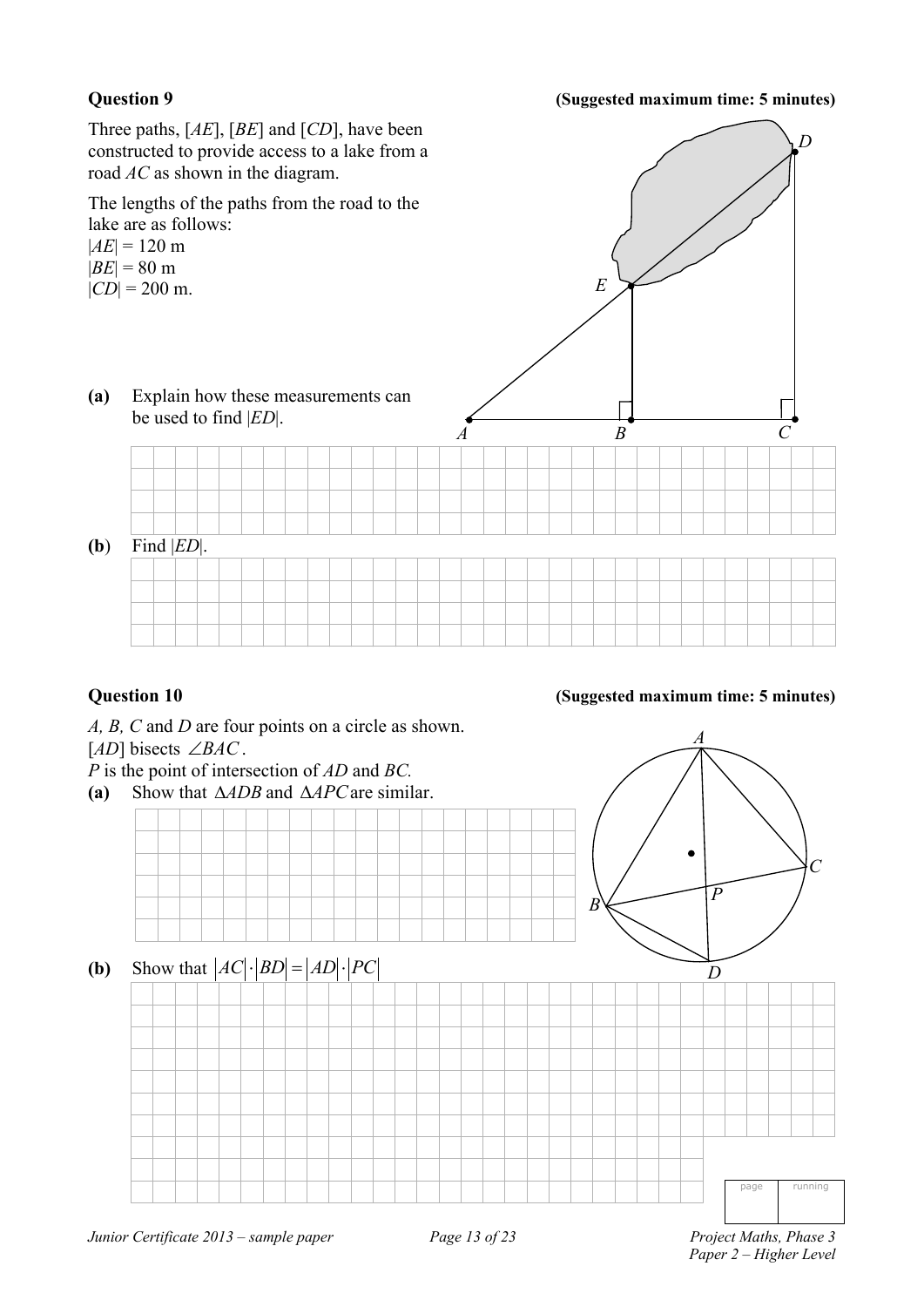**Question 9** **(Suggested maximum time: 5 minutes)**

Three paths, [AE], [BE] and [CD], have been constructed to provide access to a lake from a road AC as shown in the diagram.

The lengths of the paths from the road to the lake are as follows:
|AE| = 120 m
|BE| = 80 m
|CD| = 200 m.

**(a)** Explain how these measurements can be used to find |ED|.

**(b)** Find |ED|.

**Question 10** **(Suggested maximum time: 5 minutes)**

*A, B, C* and *D* are four points on a circle as shown.
[AD] bisects $\angle BAC$.
*P* is the point of intersection of *AD* and *BC.*

**(a)** Show that $\Delta ADB$ and $\Delta APC$ are similar.

**(b)** Show that $|AC| \cdot |BD| = |AD| \cdot |PC|$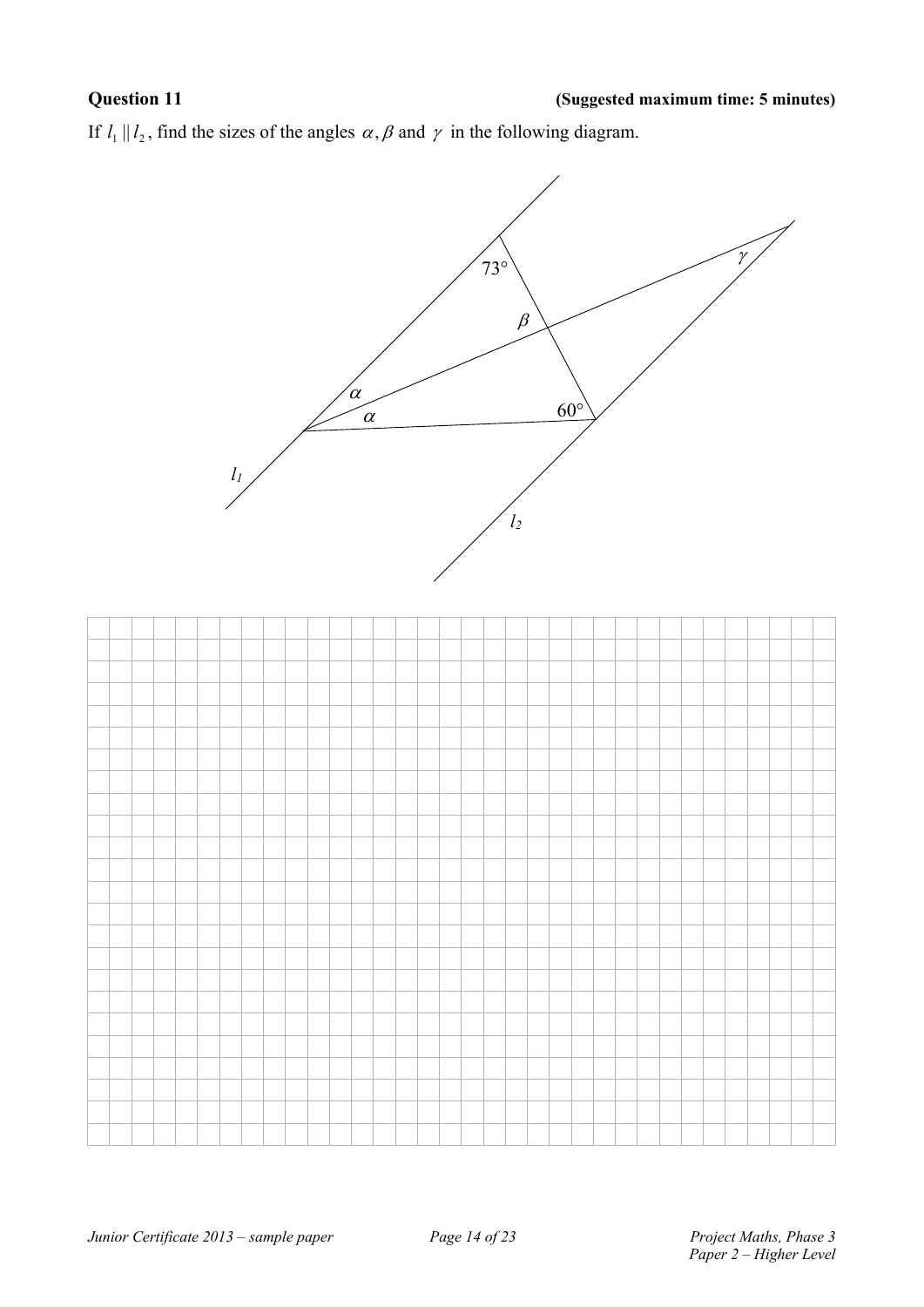**Question 11** **(Suggested maximum time: 5 minutes)**

If $l_1 \parallel l_2$, find the sizes of the angles $\alpha, \beta$ and $\gamma$ in the following diagram.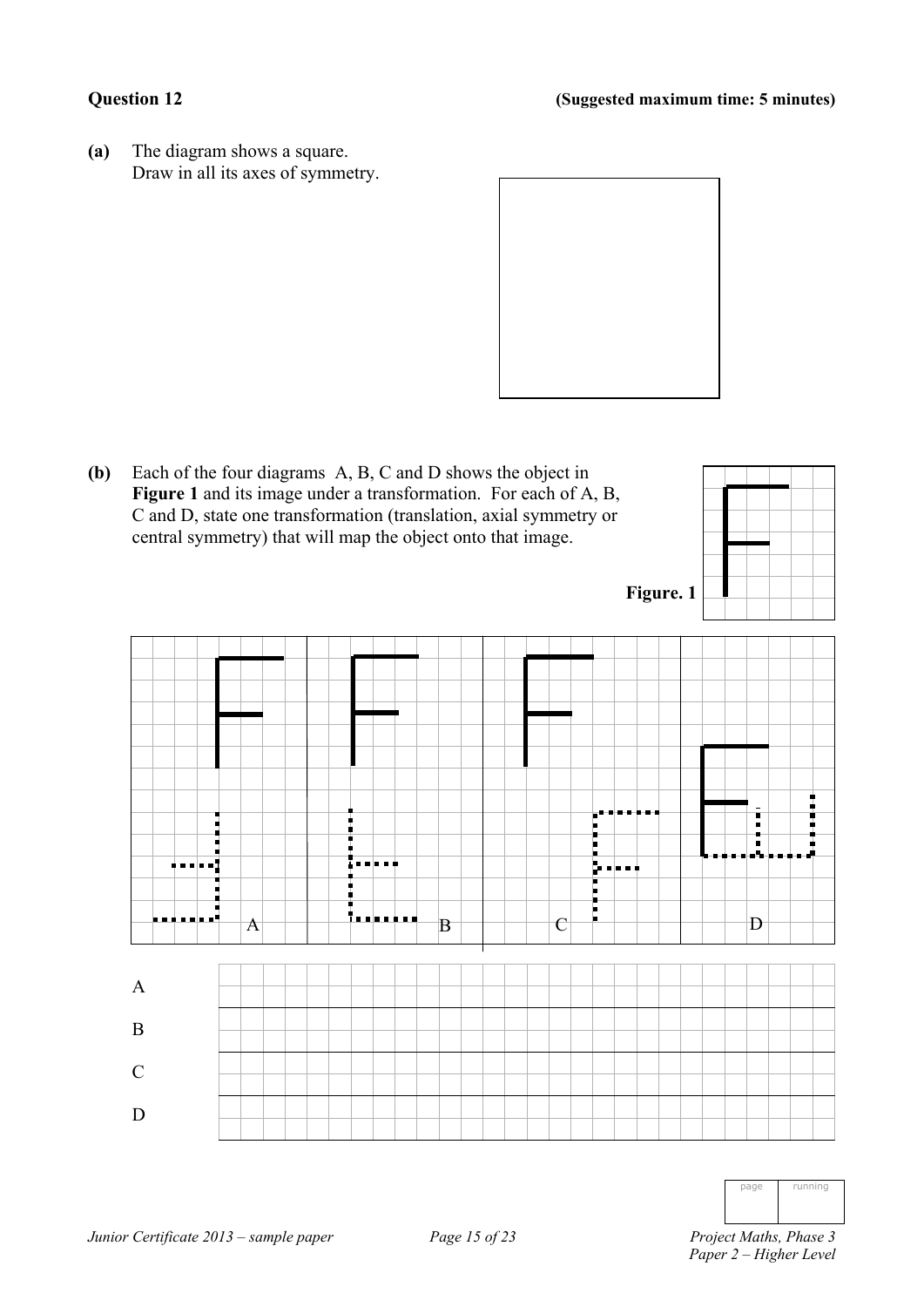**Question 12** **(Suggested maximum time: 5 minutes)**

**(a)** The diagram shows a square.
Draw in all its axes of symmetry.

**(b)** Each of the four diagrams A, B, C and D shows the object in **Figure 1** and its image under a transformation. For each of A, B, C and D, state one transformation (translation, axial symmetry or central symmetry) that will map the object onto that image.

**Figure. 1**

A

B

C

D

| | |
|---|---|
| A | |
| B | |
| C | |
| D | |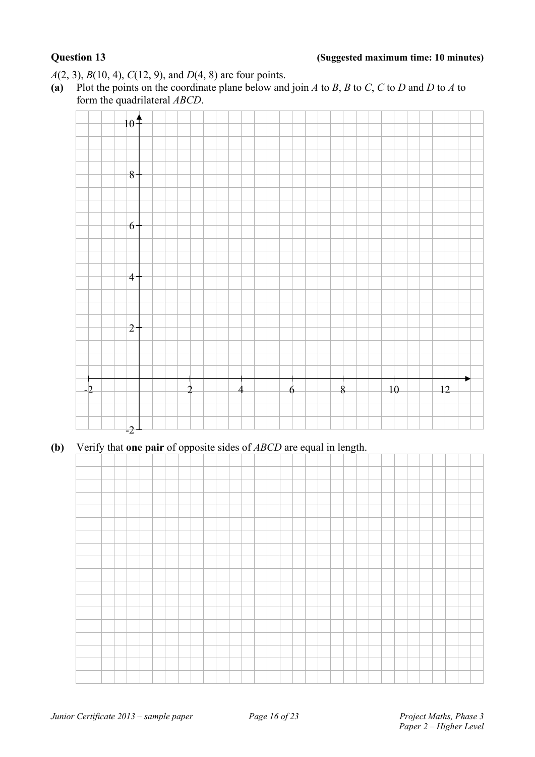**Question 13** **(Suggested maximum time: 10 minutes)**

$A(2, 3)$, $B(10, 4)$, $C(12, 9)$, and $D(4, 8)$ are four points.

**(a)** Plot the points on the coordinate plane below and join $A$ to $B$, $B$ to $C$, $C$ to $D$ and $D$ to $A$ to form the quadrilateral $ABCD$.

**(b)** Verify that **one pair** of opposite sides of $ABCD$ are equal in length.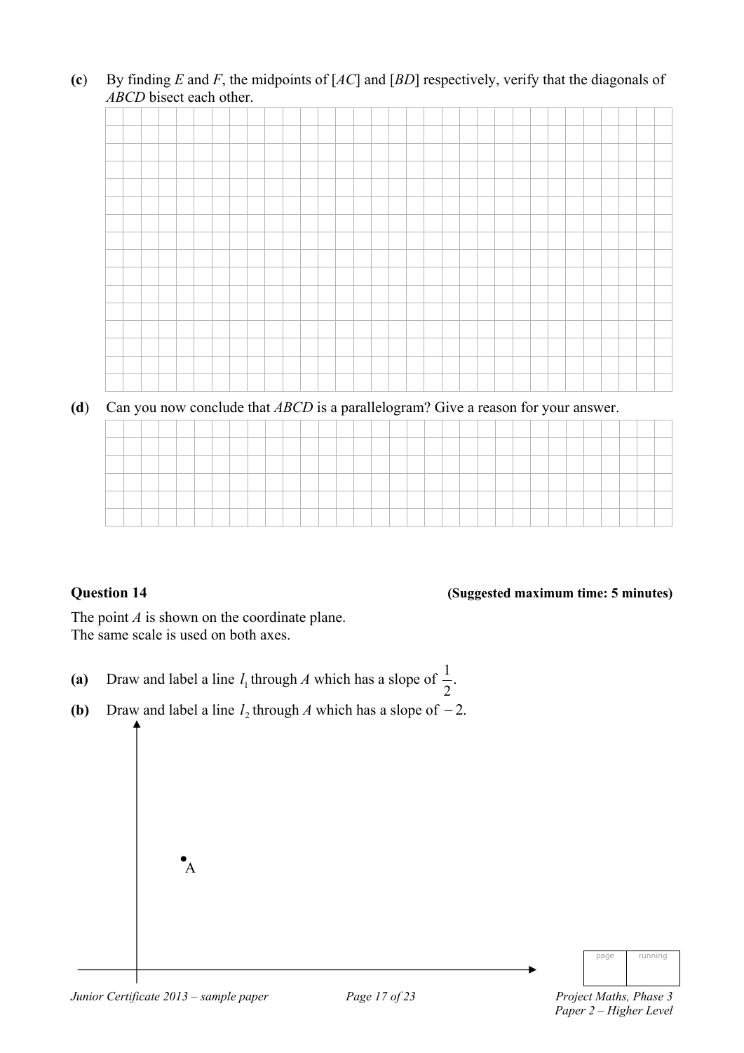**(c)** By finding $E$ and $F$, the midpoints of $[AC]$ and $[BD]$ respectively, verify that the diagonals of $ABCD$ bisect each other.

**(d)** Can you now conclude that $ABCD$ is a parallelogram? Give a reason for your answer.

### Question 14

**(Suggested maximum time: 5 minutes)**

The point $A$ is shown on the coordinate plane.
The same scale is used on both axes.

**(a)** Draw and label a line $l_1$ through $A$ which has a slope of $\frac{1}{2}$.

**(b)** Draw and label a line $l_2$ through $A$ which has a slope of $-2$.

A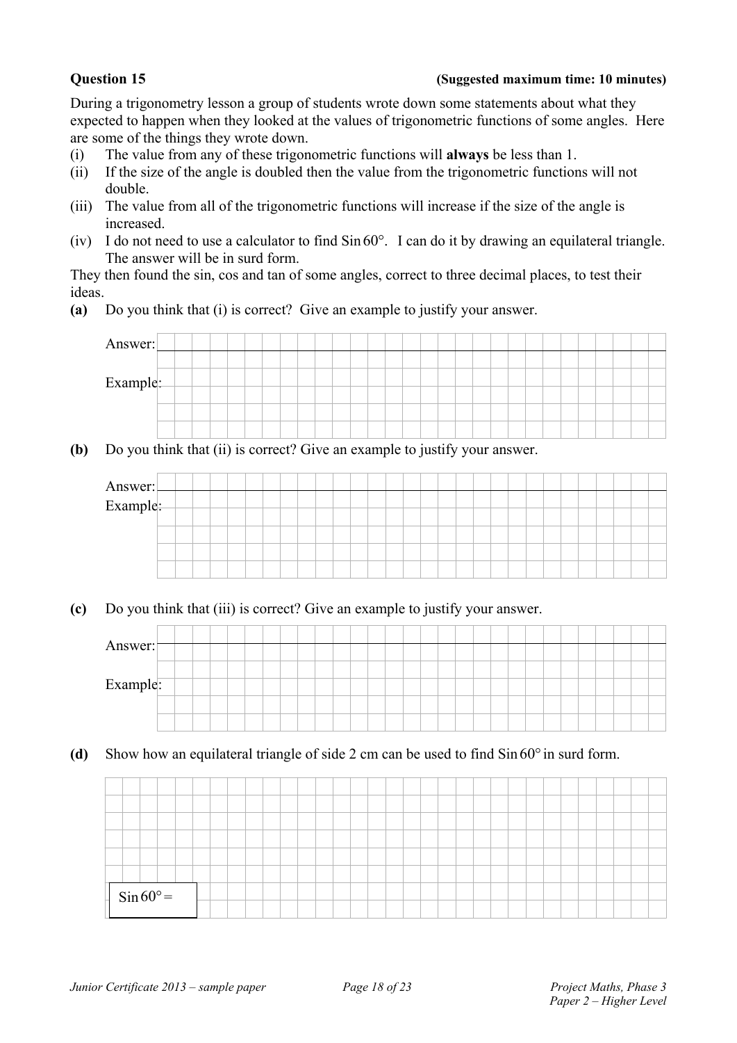**Question 15** **(Suggested maximum time: 10 minutes)**

During a trigonometry lesson a group of students wrote down some statements about what they expected to happen when they looked at the values of trigonometric functions of some angles. Here are some of the things they wrote down.

(i) The value from any of these trigonometric functions will **always** be less than 1.

(ii) If the size of the angle is doubled then the value from the trigonometric functions will not double.

(iii) The value from all of the trigonometric functions will increase if the size of the angle is increased.

(iv) I do not need to use a calculator to find $\text{Sin}\,60°$. I can do it by drawing an equilateral triangle. The answer will be in surd form.

They then found the sin, cos and tan of some angles, correct to three decimal places, to test their ideas.

**(a)** Do you think that (i) is correct? Give an example to justify your answer.

Answer:

Example:

**(b)** Do you think that (ii) is correct? Give an example to justify your answer.

Answer:

Example:

**(c)** Do you think that (iii) is correct? Give an example to justify your answer.

Answer:

Example:

**(d)** Show how an equilateral triangle of side 2 cm can be used to find $\text{Sin}\,60°$ in surd form.

$\text{Sin}\,60° =$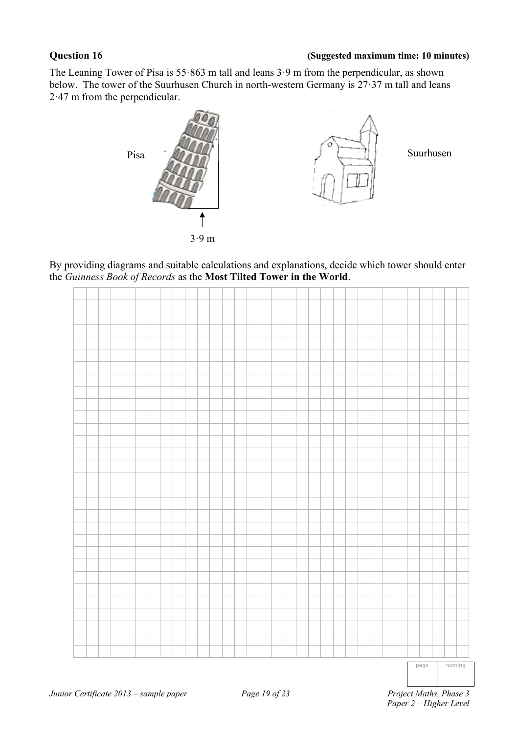**Question 16** **(Suggested maximum time: 10 minutes)**

The Leaning Tower of Pisa is 55·863 m tall and leans 3·9 m from the perpendicular, as shown below. The tower of the Suurhusen Church in north-western Germany is 27·37 m tall and leans 2·47 m from the perpendicular.

Pisa

3·9 m

Suurhusen

By providing diagrams and suitable calculations and explanations, decide which tower should enter the *Guinness Book of Records* as the **Most Tilted Tower in the World**.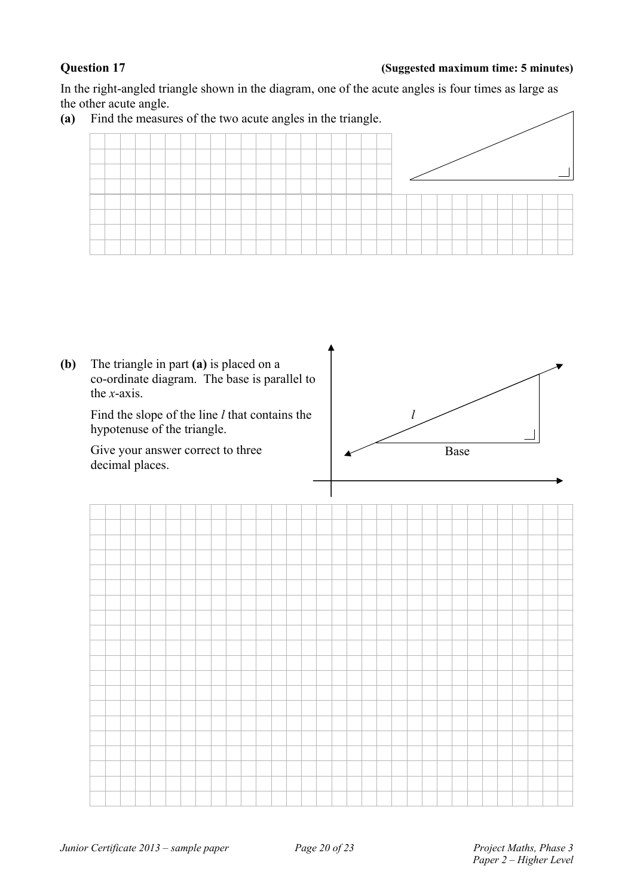**Question 17** **(Suggested maximum time: 5 minutes)**

In the right-angled triangle shown in the diagram, one of the acute angles is four times as large as the other acute angle.

**(a)** Find the measures of the two acute angles in the triangle.

**(b)** The triangle in part **(a)** is placed on a co-ordinate diagram. The base is parallel to the $x$-axis.

Find the slope of the line $l$ that contains the hypotenuse of the triangle.

Give your answer correct to three decimal places.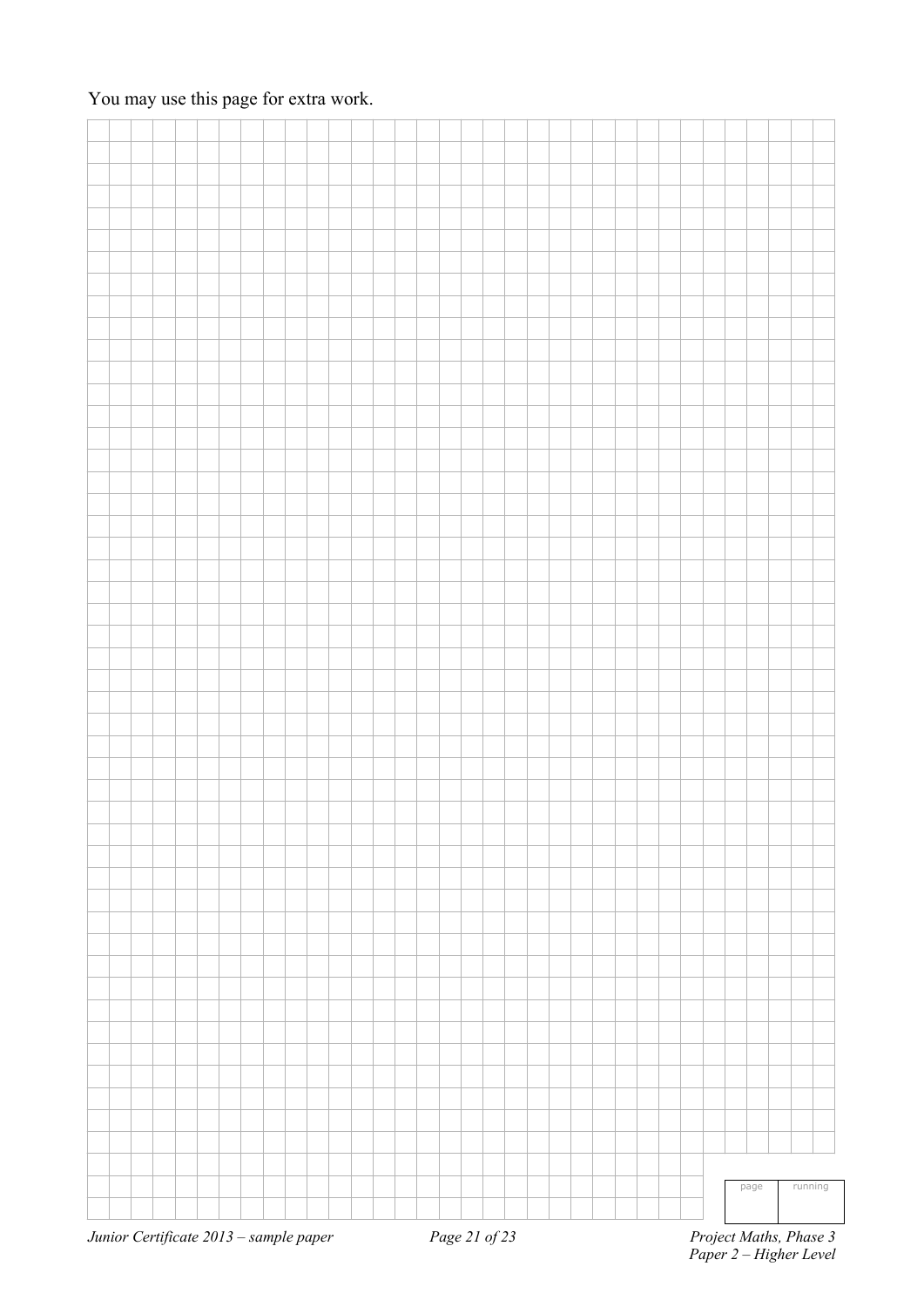You may use this page for extra work.

| page | running |
| --- | --- |
| | |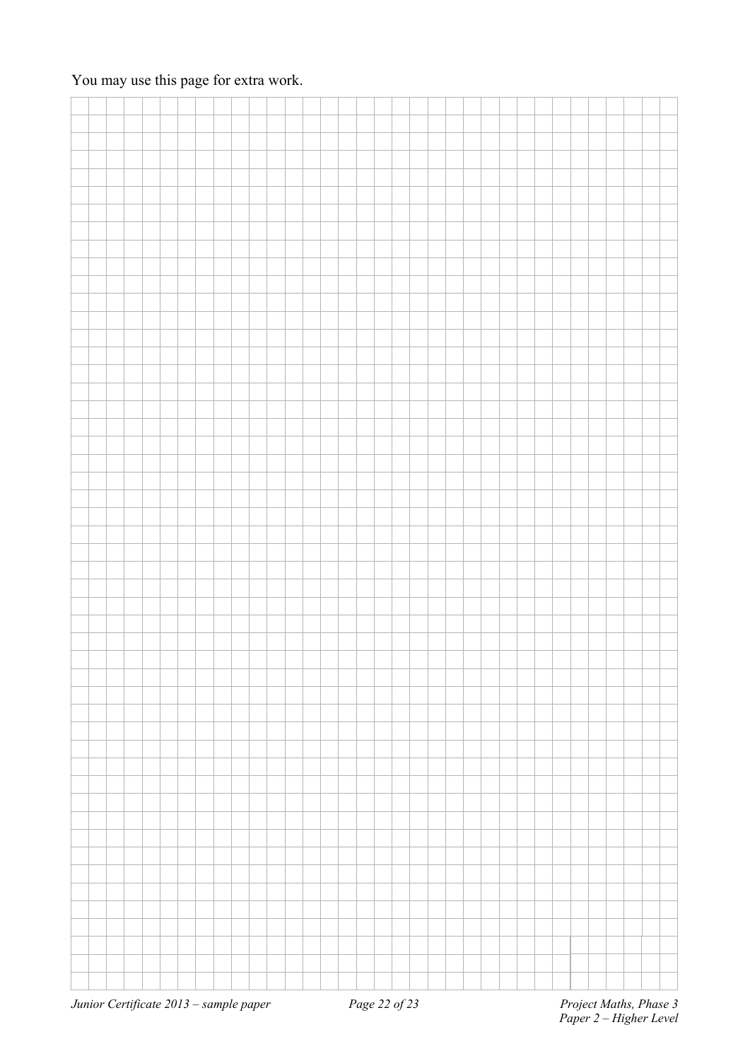You may use this page for extra work.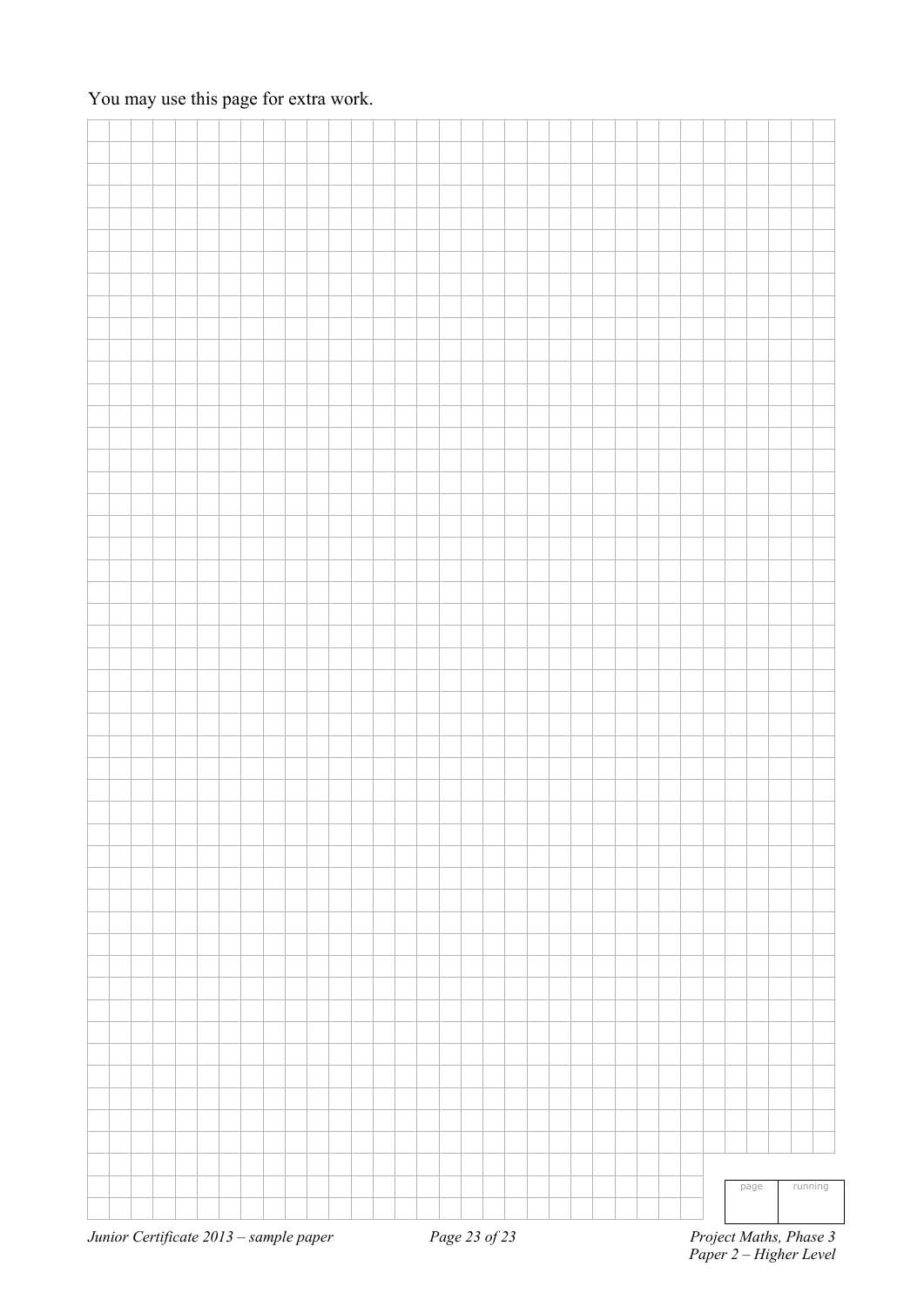You may use this page for extra work.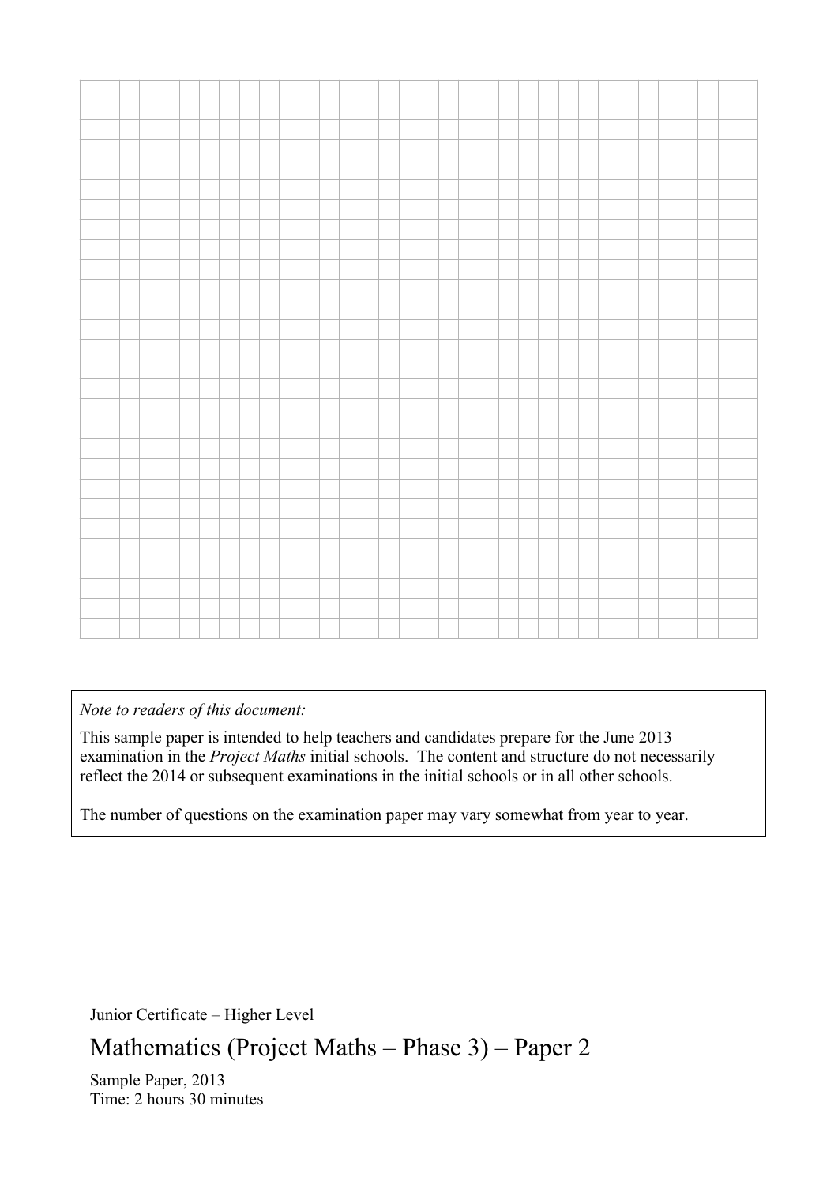*Note to readers of this document:*

This sample paper is intended to help teachers and candidates prepare for the June 2013 examination in the *Project Maths* initial schools. The content and structure do not necessarily reflect the 2014 or subsequent examinations in the initial schools or in all other schools.

The number of questions on the examination paper may vary somewhat from year to year.

Junior Certificate – Higher Level

# Mathematics (Project Maths – Phase 3) – Paper 2

Sample Paper, 2013
Time: 2 hours 30 minutes